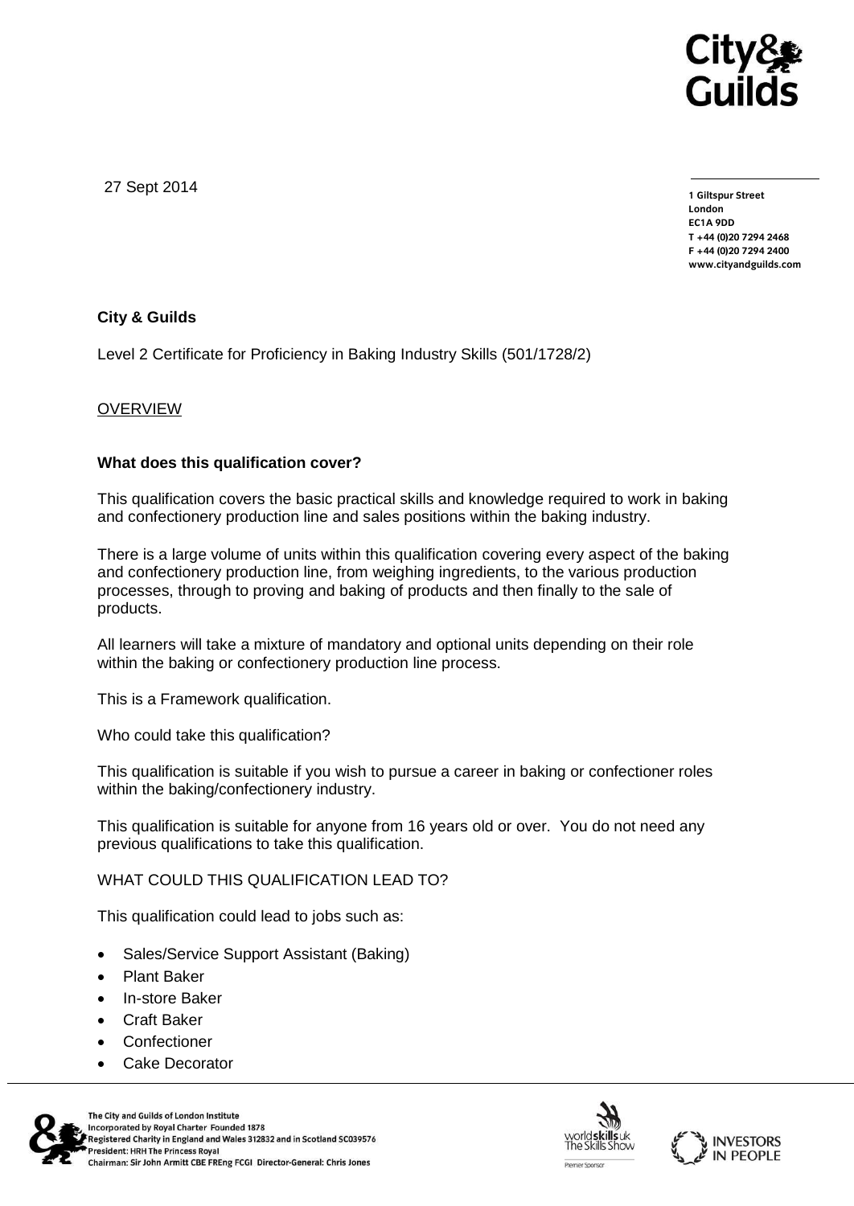27 Sept 2014

1 Giltspur Street
London
EC1A 9DD
T +44 (0)20 7294 2468
F +44 (0)20 7294 2400
www.cityandguilds.com

**City & Guilds**

Level 2 Certificate for Proficiency in Baking Industry Skills (501/1728/2)

OVERVIEW

**What does this qualification cover?**

This qualification covers the basic practical skills and knowledge required to work in baking and confectionery production line and sales positions within the baking industry.

There is a large volume of units within this qualification covering every aspect of the baking and confectionery production line, from weighing ingredients, to the various production processes, through to proving and baking of products and then finally to the sale of products.

All learners will take a mixture of mandatory and optional units depending on their role within the baking or confectionery production line process.

This is a Framework qualification.

Who could take this qualification?

This qualification is suitable if you wish to pursue a career in baking or confectioner roles within the baking/confectionery industry.

This qualification is suitable for anyone from 16 years old or over. You do not need any previous qualifications to take this qualification.

WHAT COULD THIS QUALIFICATION LEAD TO?

This qualification could lead to jobs such as:

- Sales/Service Support Assistant (Baking)
- Plant Baker
- In-store Baker
- Craft Baker
- Confectioner
- Cake Decorator

The City and Guilds of London Institute
Incorporated by Royal Charter Founded 1878
Registered Charity in England and Wales 312832 and in Scotland SC039576
President: HRH The Princess Royal
Chairman: Sir John Armitt CBE FREng FCGI Director-General: Chris Jones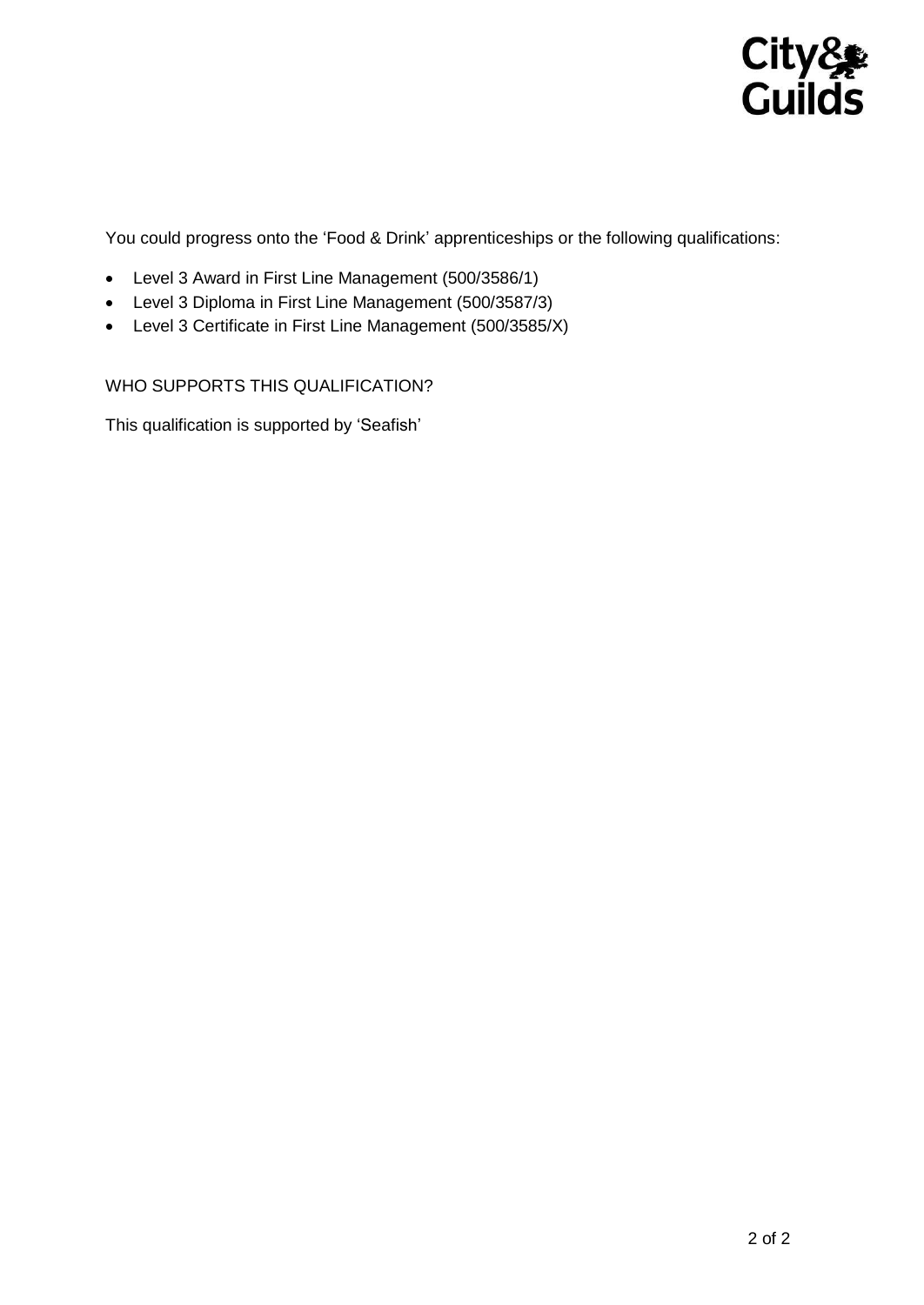You could progress onto the 'Food & Drink' apprenticeships or the following qualifications:

- Level 3 Award in First Line Management (500/3586/1)
- Level 3 Diploma in First Line Management (500/3587/3)
- Level 3 Certificate in First Line Management (500/3585/X)

## WHO SUPPORTS THIS QUALIFICATION?

This qualification is supported by 'Seafish'